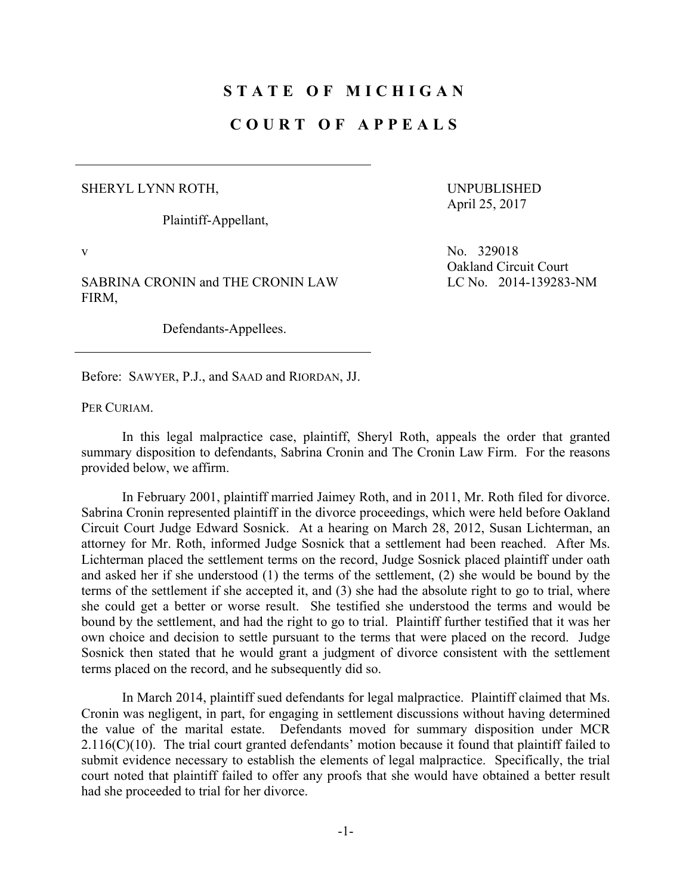# STATE OF MICHIGAN

# COURT OF APPEALS

SHERYL LYNN ROTH,

Plaintiff-Appellant,

v

SABRINA CRONIN and THE CRONIN LAW FIRM,

Defendants-Appellees.

UNPUBLISHED
April 25, 2017

No. 329018
Oakland Circuit Court
LC No. 2014-139283-NM

Before: SAWYER, P.J., and SAAD and RIORDAN, JJ.

PER CURIAM.

In this legal malpractice case, plaintiff, Sheryl Roth, appeals the order that granted summary disposition to defendants, Sabrina Cronin and The Cronin Law Firm. For the reasons provided below, we affirm.

In February 2001, plaintiff married Jaimey Roth, and in 2011, Mr. Roth filed for divorce. Sabrina Cronin represented plaintiff in the divorce proceedings, which were held before Oakland Circuit Court Judge Edward Sosnick. At a hearing on March 28, 2012, Susan Lichterman, an attorney for Mr. Roth, informed Judge Sosnick that a settlement had been reached. After Ms. Lichterman placed the settlement terms on the record, Judge Sosnick placed plaintiff under oath and asked her if she understood (1) the terms of the settlement, (2) she would be bound by the terms of the settlement if she accepted it, and (3) she had the absolute right to go to trial, where she could get a better or worse result. She testified she understood the terms and would be bound by the settlement, and had the right to go to trial. Plaintiff further testified that it was her own choice and decision to settle pursuant to the terms that were placed on the record. Judge Sosnick then stated that he would grant a judgment of divorce consistent with the settlement terms placed on the record, and he subsequently did so.

In March 2014, plaintiff sued defendants for legal malpractice. Plaintiff claimed that Ms. Cronin was negligent, in part, for engaging in settlement discussions without having determined the value of the marital estate. Defendants moved for summary disposition under MCR 2.116(C)(10). The trial court granted defendants' motion because it found that plaintiff failed to submit evidence necessary to establish the elements of legal malpractice. Specifically, the trial court noted that plaintiff failed to offer any proofs that she would have obtained a better result had she proceeded to trial for her divorce.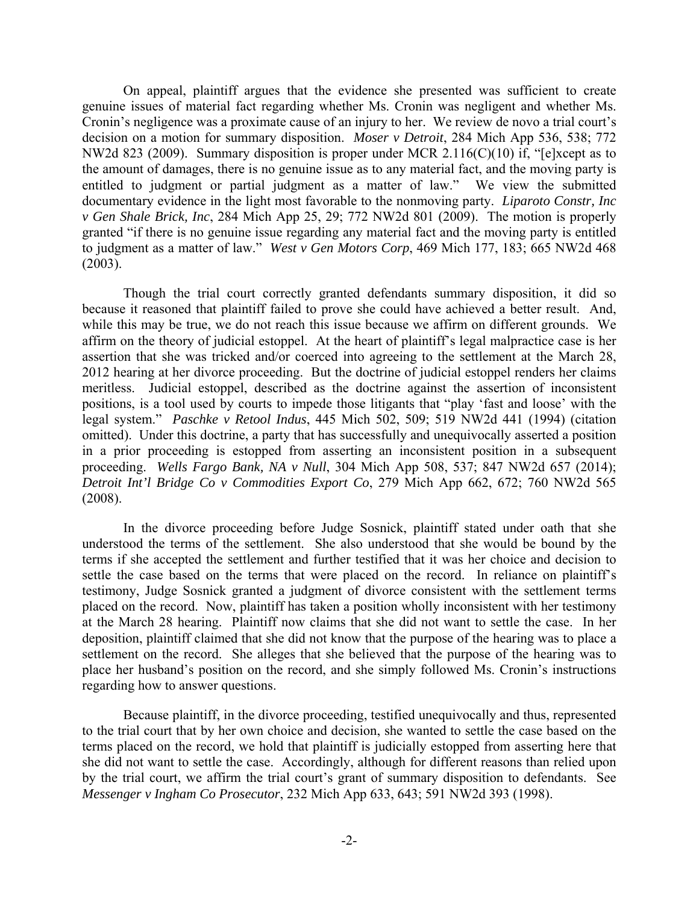On appeal, plaintiff argues that the evidence she presented was sufficient to create genuine issues of material fact regarding whether Ms. Cronin was negligent and whether Ms. Cronin's negligence was a proximate cause of an injury to her. We review de novo a trial court's decision on a motion for summary disposition. *Moser v Detroit*, 284 Mich App 536, 538; 772 NW2d 823 (2009). Summary disposition is proper under MCR 2.116(C)(10) if, "[e]xcept as to the amount of damages, there is no genuine issue as to any material fact, and the moving party is entitled to judgment or partial judgment as a matter of law." We view the submitted documentary evidence in the light most favorable to the nonmoving party. *Liparoto Constr, Inc v Gen Shale Brick, Inc*, 284 Mich App 25, 29; 772 NW2d 801 (2009). The motion is properly granted "if there is no genuine issue regarding any material fact and the moving party is entitled to judgment as a matter of law." *West v Gen Motors Corp*, 469 Mich 177, 183; 665 NW2d 468 (2003).

Though the trial court correctly granted defendants summary disposition, it did so because it reasoned that plaintiff failed to prove she could have achieved a better result. And, while this may be true, we do not reach this issue because we affirm on different grounds. We affirm on the theory of judicial estoppel. At the heart of plaintiff's legal malpractice case is her assertion that she was tricked and/or coerced into agreeing to the settlement at the March 28, 2012 hearing at her divorce proceeding. But the doctrine of judicial estoppel renders her claims meritless. Judicial estoppel, described as the doctrine against the assertion of inconsistent positions, is a tool used by courts to impede those litigants that "play 'fast and loose' with the legal system." *Paschke v Retool Indus*, 445 Mich 502, 509; 519 NW2d 441 (1994) (citation omitted). Under this doctrine, a party that has successfully and unequivocally asserted a position in a prior proceeding is estopped from asserting an inconsistent position in a subsequent proceeding. *Wells Fargo Bank, NA v Null*, 304 Mich App 508, 537; 847 NW2d 657 (2014); *Detroit Int'l Bridge Co v Commodities Export Co*, 279 Mich App 662, 672; 760 NW2d 565 (2008).

In the divorce proceeding before Judge Sosnick, plaintiff stated under oath that she understood the terms of the settlement. She also understood that she would be bound by the terms if she accepted the settlement and further testified that it was her choice and decision to settle the case based on the terms that were placed on the record. In reliance on plaintiff's testimony, Judge Sosnick granted a judgment of divorce consistent with the settlement terms placed on the record. Now, plaintiff has taken a position wholly inconsistent with her testimony at the March 28 hearing. Plaintiff now claims that she did not want to settle the case. In her deposition, plaintiff claimed that she did not know that the purpose of the hearing was to place a settlement on the record. She alleges that she believed that the purpose of the hearing was to place her husband's position on the record, and she simply followed Ms. Cronin's instructions regarding how to answer questions.

Because plaintiff, in the divorce proceeding, testified unequivocally and thus, represented to the trial court that by her own choice and decision, she wanted to settle the case based on the terms placed on the record, we hold that plaintiff is judicially estopped from asserting here that she did not want to settle the case. Accordingly, although for different reasons than relied upon by the trial court, we affirm the trial court's grant of summary disposition to defendants. See *Messenger v Ingham Co Prosecutor*, 232 Mich App 633, 643; 591 NW2d 393 (1998).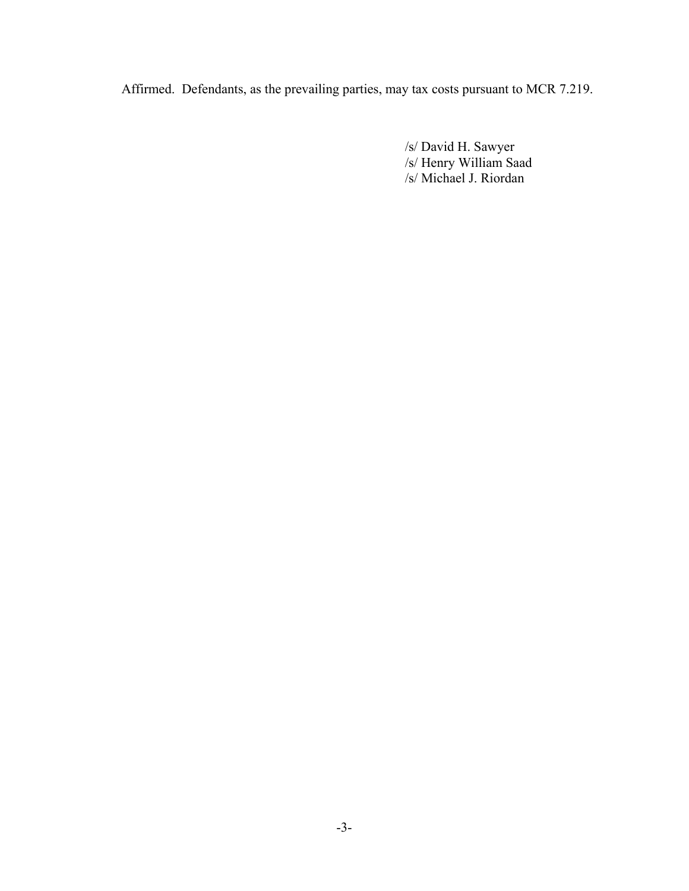Affirmed. Defendants, as the prevailing parties, may tax costs pursuant to MCR 7.219.

/s/ David H. Sawyer
/s/ Henry William Saad
/s/ Michael J. Riordan